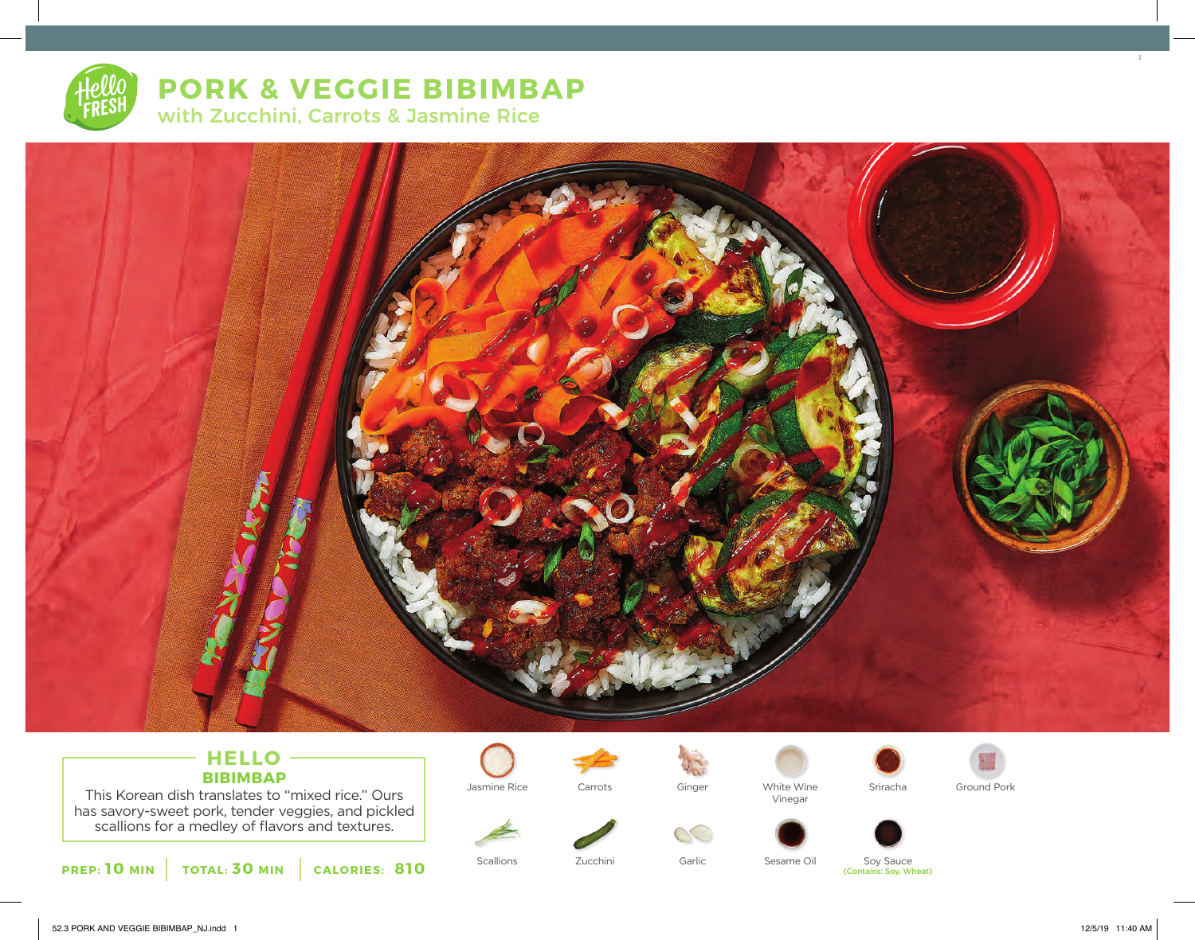# PORK & VEGGIE BIBIMBAP

## with Zucchini, Carrots & Jasmine Rice

### HELLO BIBIMBAP

This Korean dish translates to "mixed rice." Ours has savory-sweet pork, tender veggies, and pickled scallions for a medley of flavors and textures.

**PREP:** 10 MIN | **TOTAL:** 30 MIN | **CALORIES:** 810

- Jasmine Rice
- Carrots
- Ginger
- White Wine Vinegar
- Sriracha
- Ground Pork
- Scallions
- Zucchini
- Garlic
- Sesame Oil
- Soy Sauce (Contains: Soy, Wheat)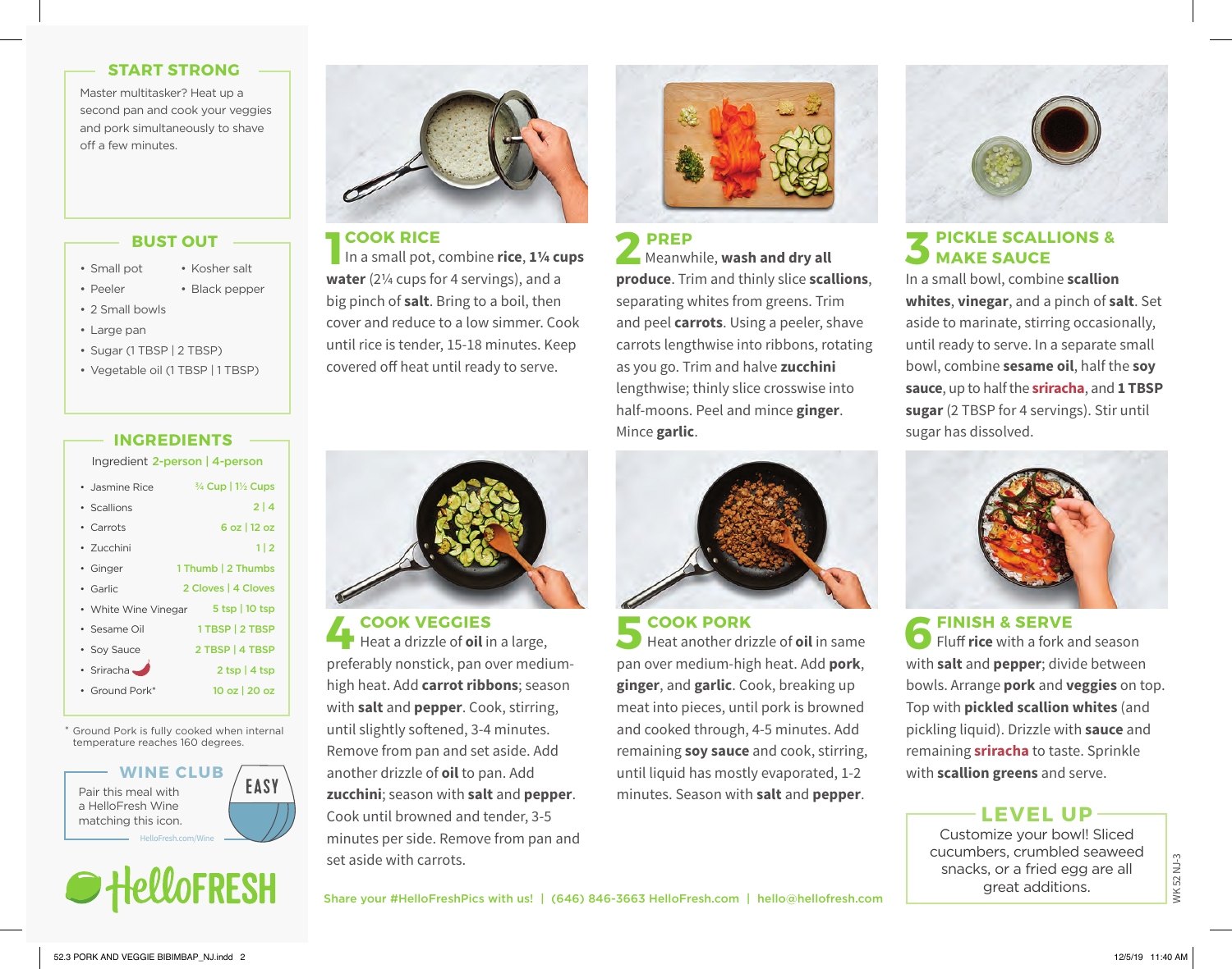## START STRONG

Master multitasker? Heat up a second pan and cook your veggies and pork simultaneously to shave off a few minutes.

## BUST OUT

- Small pot
- Kosher salt
- Peeler
- Black pepper
- 2 Small bowls
- Large pan
- Sugar (1 TBSP | 2 TBSP)
- Vegetable oil (1 TBSP | 1 TBSP)

## INGREDIENTS

| Ingredient | 2-person \| 4-person |
|---|---|
| Jasmine Rice | ¾ Cup \| 1½ Cups |
| Scallions | 2 \| 4 |
| Carrots | 6 oz \| 12 oz |
| Zucchini | 1 \| 2 |
| Ginger | 1 Thumb \| 2 Thumbs |
| Garlic | 2 Cloves \| 4 Cloves |
| White Wine Vinegar | 5 tsp \| 10 tsp |
| Sesame Oil | 1 TBSP \| 2 TBSP |
| Soy Sauce | 2 TBSP \| 4 TBSP |
| Sriracha | 2 tsp \| 4 tsp |
| Ground Pork* | 10 oz \| 20 oz |

\* Ground Pork is fully cooked when internal temperature reaches 160 degrees.

## WINE CLUB

Pair this meal with a HelloFresh Wine matching this icon.

EASY

HelloFresh.com/Wine

HelloFRESH

## 1 COOK RICE

In a small pot, combine **rice**, **1¼ cups water** (2¼ cups for 4 servings), and a big pinch of **salt**. Bring to a boil, then cover and reduce to a low simmer. Cook until rice is tender, 15-18 minutes. Keep covered off heat until ready to serve.

## 2 PREP

Meanwhile, **wash and dry all produce**. Trim and thinly slice **scallions**, separating whites from greens. Trim and peel **carrots**. Using a peeler, shave carrots lengthwise into ribbons, rotating as you go. Trim and halve **zucchini** lengthwise; thinly slice crosswise into half-moons. Peel and mince **ginger**. Mince **garlic**.

## 3 PICKLE SCALLIONS & MAKE SAUCE

In a small bowl, combine **scallion whites**, **vinegar**, and a pinch of **salt**. Set aside to marinate, stirring occasionally, until ready to serve. In a separate small bowl, combine **sesame oil**, half the **soy sauce**, up to half the **sriracha**, and **1 TBSP sugar** (2 TBSP for 4 servings). Stir until sugar has dissolved.

## 4 COOK VEGGIES

Heat a drizzle of **oil** in a large, preferably nonstick, pan over medium-high heat. Add **carrot ribbons**; season with **salt** and **pepper**. Cook, stirring, until slightly softened, 3-4 minutes. Remove from pan and set aside. Add another drizzle of **oil** to pan. Add **zucchini**; season with **salt** and **pepper**. Cook until browned and tender, 3-5 minutes per side. Remove from pan and set aside with carrots.

## 5 COOK PORK

Heat another drizzle of **oil** in same pan over medium-high heat. Add **pork**, **ginger**, and **garlic**. Cook, breaking up meat into pieces, until pork is browned and cooked through, 4-5 minutes. Add remaining **soy sauce** and cook, stirring, until liquid has mostly evaporated, 1-2 minutes. Season with **salt** and **pepper**.

## 6 FINISH & SERVE

Fluff **rice** with a fork and season with **salt** and **pepper**; divide between bowls. Arrange **pork** and **veggies** on top. Top with **pickled scallion whites** (and pickling liquid). Drizzle with **sauce** and remaining **sriracha** to taste. Sprinkle with **scallion greens** and serve.

## LEVEL UP

Customize your bowl! Sliced cucumbers, crumbled seaweed snacks, or a fried egg are all great additions.

Share your #HelloFreshPics with us! | (646) 846-3663 HelloFresh.com | hello@hellofresh.com

WK 52 NJ-3